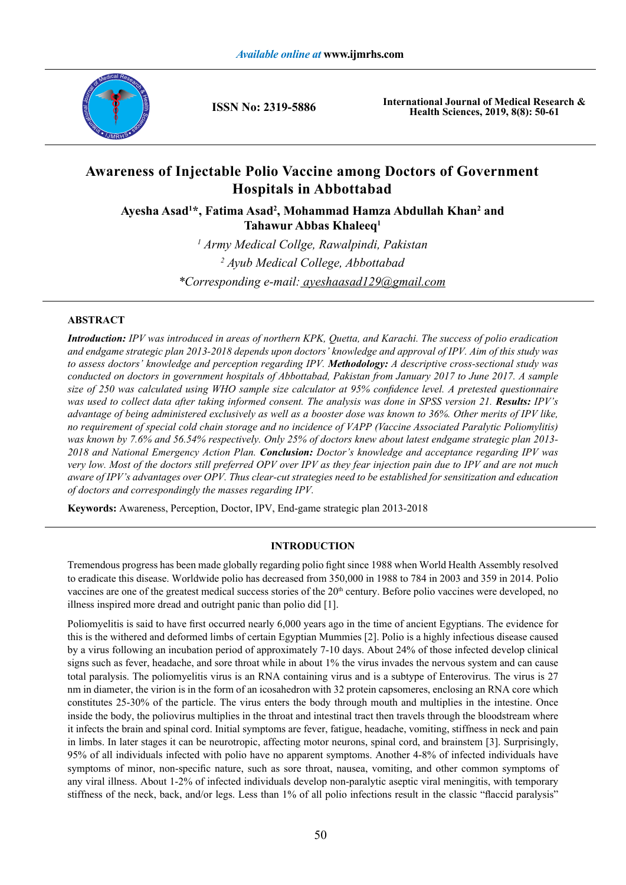# Awareness of Injectable Polio Vaccine among Doctors of Government Hospitals in Abbottabad

**Ayesha Asad[1]\*, Fatima Asad[2], Mohammad Hamza Abdullah Khan[2] and Tahawur Abbas Khaleeq[1]**

*[1] Army Medical Collge, Rawalpindi, Pakistan*

*[2] Ayub Medical College, Abbottabad*

*\*Corresponding e-mail: ayeshaasad129@gmail.com*

## ABSTRACT

***Introduction:*** *IPV was introduced in areas of northern KPK, Quetta, and Karachi. The success of polio eradication and endgame strategic plan 2013-2018 depends upon doctors' knowledge and approval of IPV. Aim of this study was to assess doctors' knowledge and perception regarding IPV.* ***Methodology:*** *A descriptive cross-sectional study was conducted on doctors in government hospitals of Abbottabad, Pakistan from January 2017 to June 2017. A sample size of 250 was calculated using WHO sample size calculator at 95% confidence level. A pretested questionnaire was used to collect data after taking informed consent. The analysis was done in SPSS version 21.* ***Results:*** *IPV's advantage of being administered exclusively as well as a booster dose was known to 36%. Other merits of IPV like, no requirement of special cold chain storage and no incidence of VAPP (Vaccine Associated Paralytic Poliomylitis) was known by 7.6% and 56.54% respectively. Only 25% of doctors knew about latest endgame strategic plan 2013-2018 and National Emergency Action Plan.* ***Conclusion:*** *Doctor's knowledge and acceptance regarding IPV was very low. Most of the doctors still preferred OPV over IPV as they fear injection pain due to IPV and are not much aware of IPV's advantages over OPV. Thus clear-cut strategies need to be established for sensitization and education of doctors and correspondingly the masses regarding IPV.*

**Keywords:** Awareness, Perception, Doctor, IPV, End-game strategic plan 2013-2018

## INTRODUCTION

Tremendous progress has been made globally regarding polio fight since 1988 when World Health Assembly resolved to eradicate this disease. Worldwide polio has decreased from 350,000 in 1988 to 784 in 2003 and 359 in 2014. Polio vaccines are one of the greatest medical success stories of the 20th century. Before polio vaccines were developed, no illness inspired more dread and outright panic than polio did [1].

Poliomyelitis is said to have first occurred nearly 6,000 years ago in the time of ancient Egyptians. The evidence for this is the withered and deformed limbs of certain Egyptian Mummies [2]. Polio is a highly infectious disease caused by a virus following an incubation period of approximately 7-10 days. About 24% of those infected develop clinical signs such as fever, headache, and sore throat while in about 1% the virus invades the nervous system and can cause total paralysis. The poliomyelitis virus is an RNA containing virus and is a subtype of Enterovirus. The virus is 27 nm in diameter, the virion is in the form of an icosahedron with 32 protein capsomeres, enclosing an RNA core which constitutes 25-30% of the particle. The virus enters the body through mouth and multiplies in the intestine. Once inside the body, the poliovirus multiplies in the throat and intestinal tract then travels through the bloodstream where it infects the brain and spinal cord. Initial symptoms are fever, fatigue, headache, vomiting, stiffness in neck and pain in limbs. In later stages it can be neurotropic, affecting motor neurons, spinal cord, and brainstem [3]. Surprisingly, 95% of all individuals infected with polio have no apparent symptoms. Another 4-8% of infected individuals have symptoms of minor, non-specific nature, such as sore throat, nausea, vomiting, and other common symptoms of any viral illness. About 1-2% of infected individuals develop non-paralytic aseptic viral meningitis, with temporary stiffness of the neck, back, and/or legs. Less than 1% of all polio infections result in the classic "flaccid paralysis"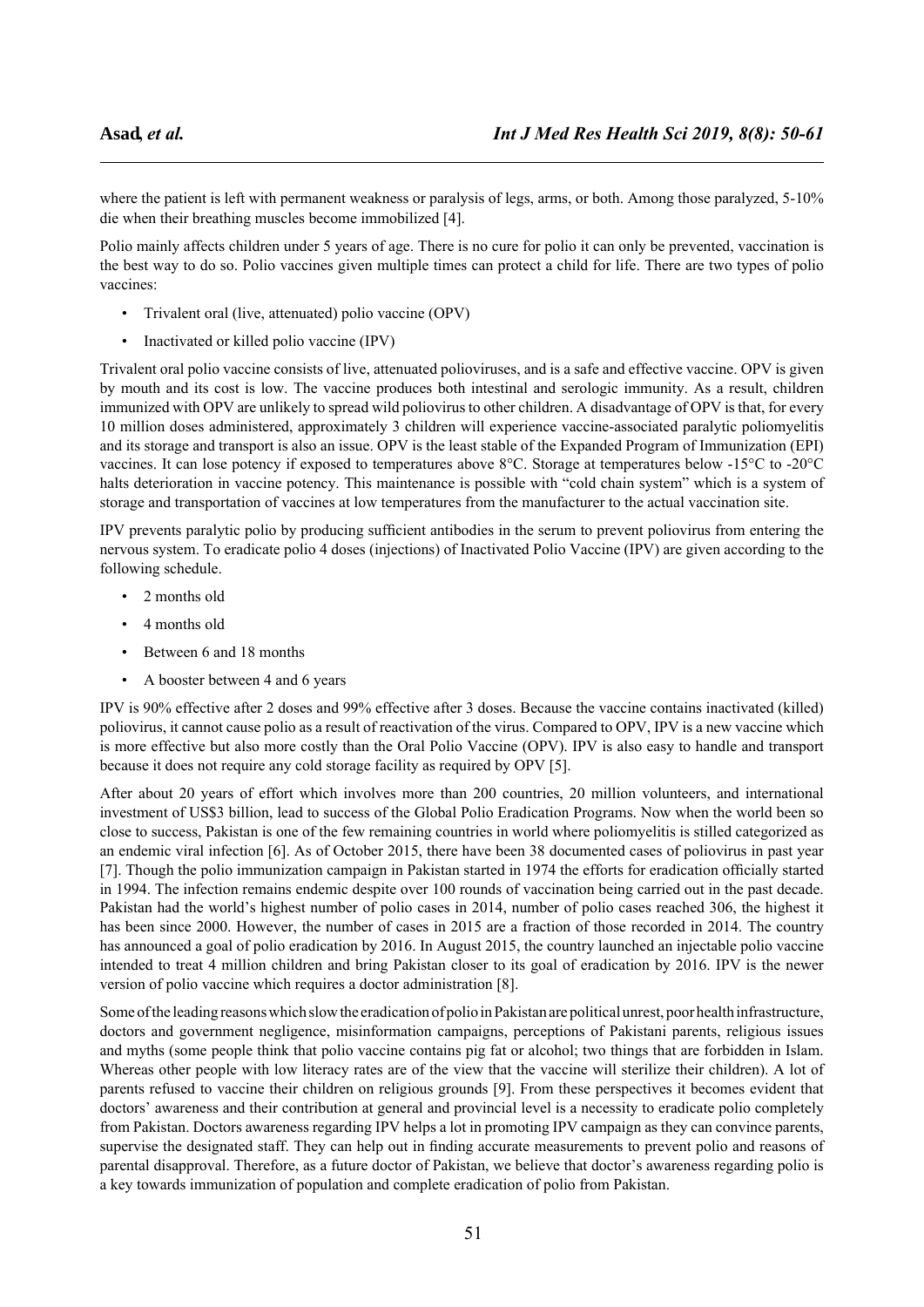where the patient is left with permanent weakness or paralysis of legs, arms, or both. Among those paralyzed, 5-10% die when their breathing muscles become immobilized [4].

Polio mainly affects children under 5 years of age. There is no cure for polio it can only be prevented, vaccination is the best way to do so. Polio vaccines given multiple times can protect a child for life. There are two types of polio vaccines:

- Trivalent oral (live, attenuated) polio vaccine (OPV)
- Inactivated or killed polio vaccine (IPV)

Trivalent oral polio vaccine consists of live, attenuated polioviruses, and is a safe and effective vaccine. OPV is given by mouth and its cost is low. The vaccine produces both intestinal and serologic immunity. As a result, children immunized with OPV are unlikely to spread wild poliovirus to other children. A disadvantage of OPV is that, for every 10 million doses administered, approximately 3 children will experience vaccine-associated paralytic poliomyelitis and its storage and transport is also an issue. OPV is the least stable of the Expanded Program of Immunization (EPI) vaccines. It can lose potency if exposed to temperatures above 8°C. Storage at temperatures below -15°C to -20°C halts deterioration in vaccine potency. This maintenance is possible with "cold chain system" which is a system of storage and transportation of vaccines at low temperatures from the manufacturer to the actual vaccination site.

IPV prevents paralytic polio by producing sufficient antibodies in the serum to prevent poliovirus from entering the nervous system. To eradicate polio 4 doses (injections) of Inactivated Polio Vaccine (IPV) are given according to the following schedule.

- 2 months old
- 4 months old
- Between 6 and 18 months
- A booster between 4 and 6 years

IPV is 90% effective after 2 doses and 99% effective after 3 doses. Because the vaccine contains inactivated (killed) poliovirus, it cannot cause polio as a result of reactivation of the virus. Compared to OPV, IPV is a new vaccine which is more effective but also more costly than the Oral Polio Vaccine (OPV). IPV is also easy to handle and transport because it does not require any cold storage facility as required by OPV [5].

After about 20 years of effort which involves more than 200 countries, 20 million volunteers, and international investment of US$3 billion, lead to success of the Global Polio Eradication Programs. Now when the world been so close to success, Pakistan is one of the few remaining countries in world where poliomyelitis is stilled categorized as an endemic viral infection [6]. As of October 2015, there have been 38 documented cases of poliovirus in past year [7]. Though the polio immunization campaign in Pakistan started in 1974 the efforts for eradication officially started in 1994. The infection remains endemic despite over 100 rounds of vaccination being carried out in the past decade. Pakistan had the world's highest number of polio cases in 2014, number of polio cases reached 306, the highest it has been since 2000. However, the number of cases in 2015 are a fraction of those recorded in 2014. The country has announced a goal of polio eradication by 2016. In August 2015, the country launched an injectable polio vaccine intended to treat 4 million children and bring Pakistan closer to its goal of eradication by 2016. IPV is the newer version of polio vaccine which requires a doctor administration [8].

Some of the leading reasons which slow the eradication of polio in Pakistan are political unrest, poor health infrastructure, doctors and government negligence, misinformation campaigns, perceptions of Pakistani parents, religious issues and myths (some people think that polio vaccine contains pig fat or alcohol; two things that are forbidden in Islam. Whereas other people with low literacy rates are of the view that the vaccine will sterilize their children). A lot of parents refused to vaccine their children on religious grounds [9]. From these perspectives it becomes evident that doctors' awareness and their contribution at general and provincial level is a necessity to eradicate polio completely from Pakistan. Doctors awareness regarding IPV helps a lot in promoting IPV campaign as they can convince parents, supervise the designated staff. They can help out in finding accurate measurements to prevent polio and reasons of parental disapproval. Therefore, as a future doctor of Pakistan, we believe that doctor's awareness regarding polio is a key towards immunization of population and complete eradication of polio from Pakistan.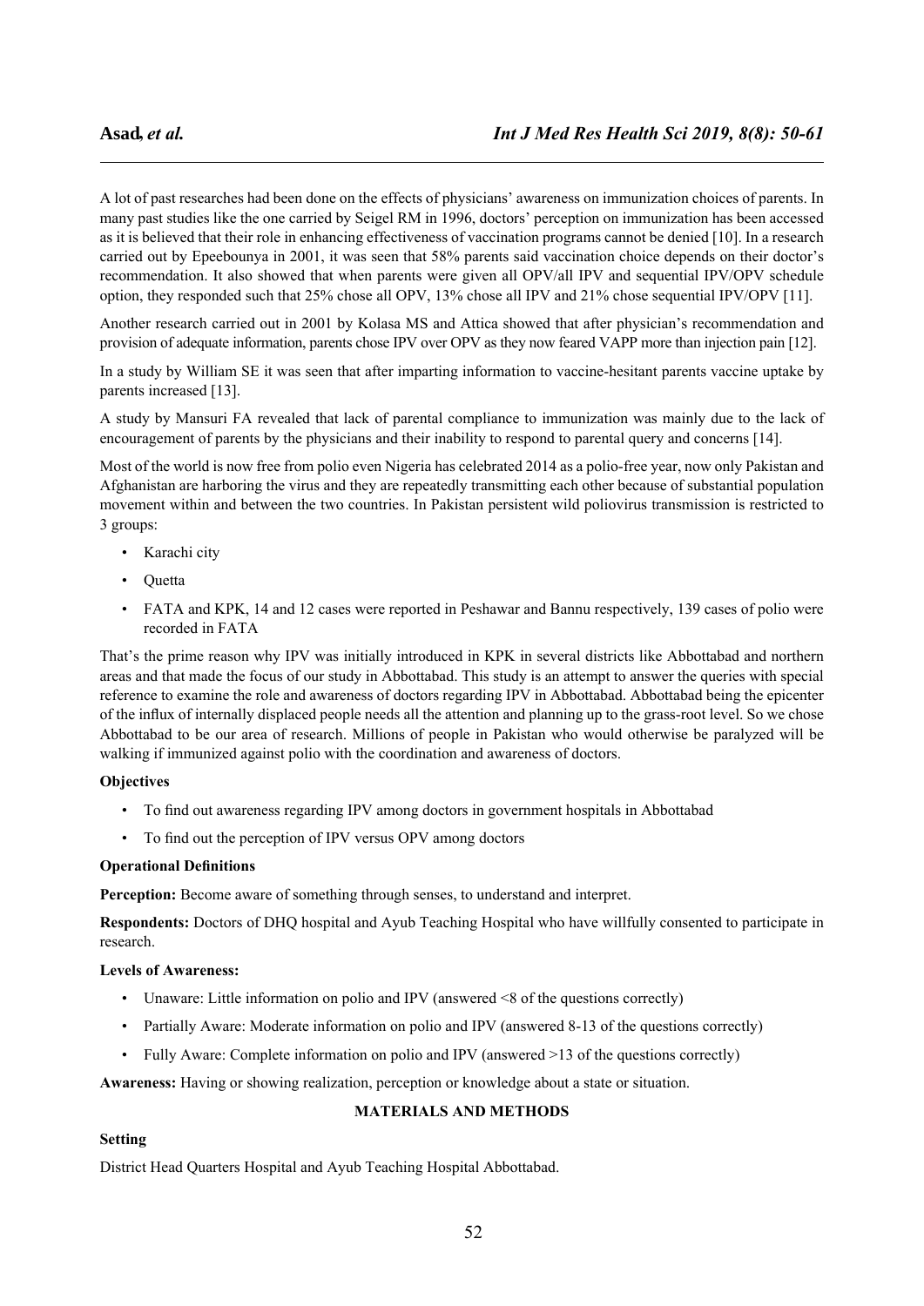A lot of past researches had been done on the effects of physicians' awareness on immunization choices of parents. In many past studies like the one carried by Seigel RM in 1996, doctors' perception on immunization has been accessed as it is believed that their role in enhancing effectiveness of vaccination programs cannot be denied [10]. In a research carried out by Epeebounya in 2001, it was seen that 58% parents said vaccination choice depends on their doctor's recommendation. It also showed that when parents were given all OPV/all IPV and sequential IPV/OPV schedule option, they responded such that 25% chose all OPV, 13% chose all IPV and 21% chose sequential IPV/OPV [11].

Another research carried out in 2001 by Kolasa MS and Attica showed that after physician's recommendation and provision of adequate information, parents chose IPV over OPV as they now feared VAPP more than injection pain [12].

In a study by William SE it was seen that after imparting information to vaccine-hesitant parents vaccine uptake by parents increased [13].

A study by Mansuri FA revealed that lack of parental compliance to immunization was mainly due to the lack of encouragement of parents by the physicians and their inability to respond to parental query and concerns [14].

Most of the world is now free from polio even Nigeria has celebrated 2014 as a polio-free year, now only Pakistan and Afghanistan are harboring the virus and they are repeatedly transmitting each other because of substantial population movement within and between the two countries. In Pakistan persistent wild poliovirus transmission is restricted to 3 groups:

- Karachi city
- Quetta
- FATA and KPK, 14 and 12 cases were reported in Peshawar and Bannu respectively, 139 cases of polio were recorded in FATA

That's the prime reason why IPV was initially introduced in KPK in several districts like Abbottabad and northern areas and that made the focus of our study in Abbottabad. This study is an attempt to answer the queries with special reference to examine the role and awareness of doctors regarding IPV in Abbottabad. Abbottabad being the epicenter of the influx of internally displaced people needs all the attention and planning up to the grass-root level. So we chose Abbottabad to be our area of research. Millions of people in Pakistan who would otherwise be paralyzed will be walking if immunized against polio with the coordination and awareness of doctors.

**Objectives**

- To find out awareness regarding IPV among doctors in government hospitals in Abbottabad
- To find out the perception of IPV versus OPV among doctors

**Operational Definitions**

**Perception:** Become aware of something through senses, to understand and interpret.

**Respondents:** Doctors of DHQ hospital and Ayub Teaching Hospital who have willfully consented to participate in research.

**Levels of Awareness:**

- Unaware: Little information on polio and IPV (answered <8 of the questions correctly)
- Partially Aware: Moderate information on polio and IPV (answered 8-13 of the questions correctly)
- Fully Aware: Complete information on polio and IPV (answered >13 of the questions correctly)

**Awareness:** Having or showing realization, perception or knowledge about a state or situation.

## MATERIALS AND METHODS

**Setting**

District Head Quarters Hospital and Ayub Teaching Hospital Abbottabad.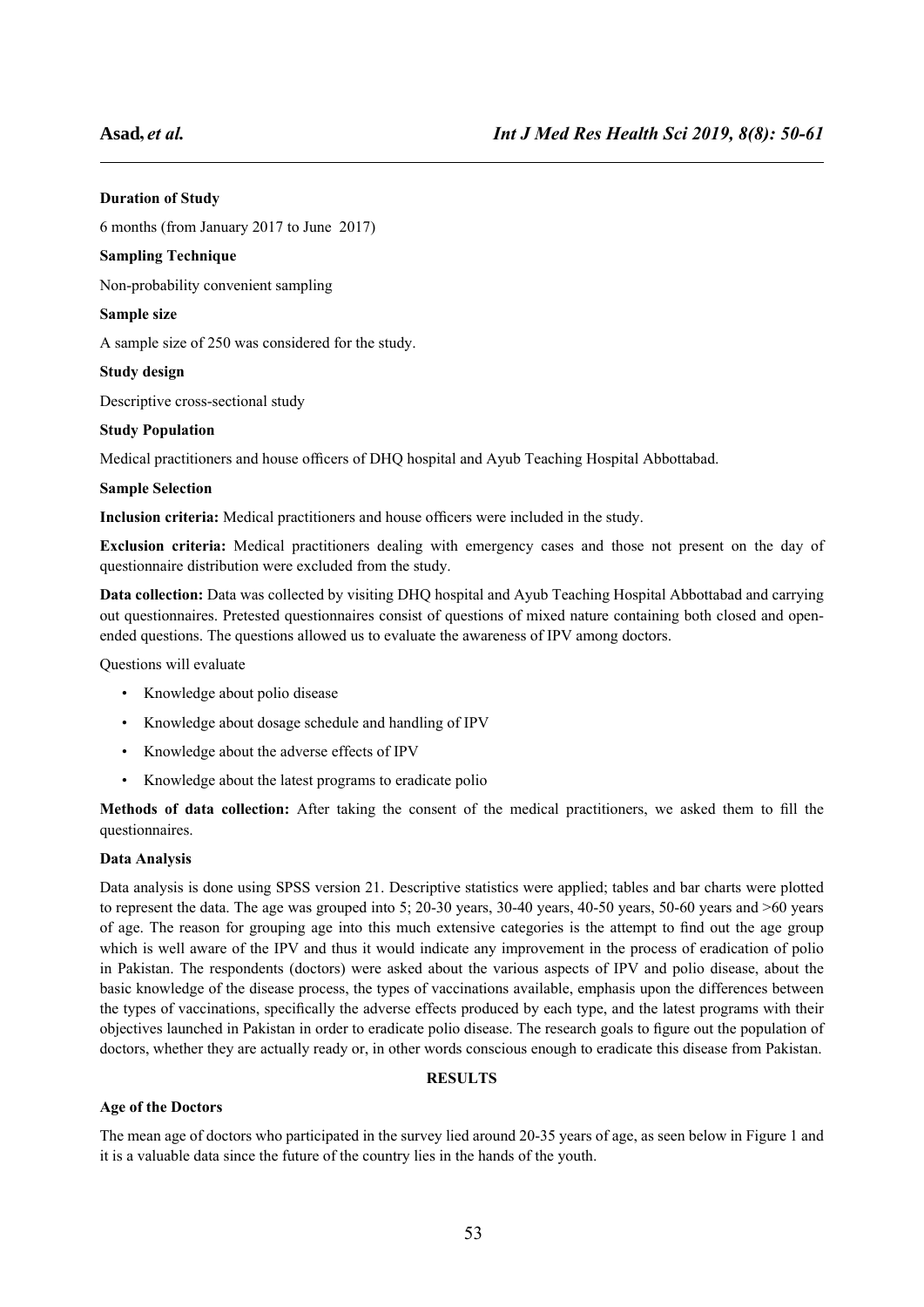**Duration of Study**

6 months (from January 2017 to June 2017)

**Sampling Technique**

Non-probability convenient sampling

**Sample size**

A sample size of 250 was considered for the study.

**Study design**

Descriptive cross-sectional study

**Study Population**

Medical practitioners and house officers of DHQ hospital and Ayub Teaching Hospital Abbottabad.

**Sample Selection**

**Inclusion criteria:** Medical practitioners and house officers were included in the study.

**Exclusion criteria:** Medical practitioners dealing with emergency cases and those not present on the day of questionnaire distribution were excluded from the study.

**Data collection:** Data was collected by visiting DHQ hospital and Ayub Teaching Hospital Abbottabad and carrying out questionnaires. Pretested questionnaires consist of questions of mixed nature containing both closed and open-ended questions. The questions allowed us to evaluate the awareness of IPV among doctors.

Questions will evaluate

- Knowledge about polio disease
- Knowledge about dosage schedule and handling of IPV
- Knowledge about the adverse effects of IPV
- Knowledge about the latest programs to eradicate polio

**Methods of data collection:** After taking the consent of the medical practitioners, we asked them to fill the questionnaires.

**Data Analysis**

Data analysis is done using SPSS version 21. Descriptive statistics were applied; tables and bar charts were plotted to represent the data. The age was grouped into 5; 20-30 years, 30-40 years, 40-50 years, 50-60 years and >60 years of age. The reason for grouping age into this much extensive categories is the attempt to find out the age group which is well aware of the IPV and thus it would indicate any improvement in the process of eradication of polio in Pakistan. The respondents (doctors) were asked about the various aspects of IPV and polio disease, about the basic knowledge of the disease process, the types of vaccinations available, emphasis upon the differences between the types of vaccinations, specifically the adverse effects produced by each type, and the latest programs with their objectives launched in Pakistan in order to eradicate polio disease. The research goals to figure out the population of doctors, whether they are actually ready or, in other words conscious enough to eradicate this disease from Pakistan.

## RESULTS

**Age of the Doctors**

The mean age of doctors who participated in the survey lied around 20-35 years of age, as seen below in Figure 1 and it is a valuable data since the future of the country lies in the hands of the youth.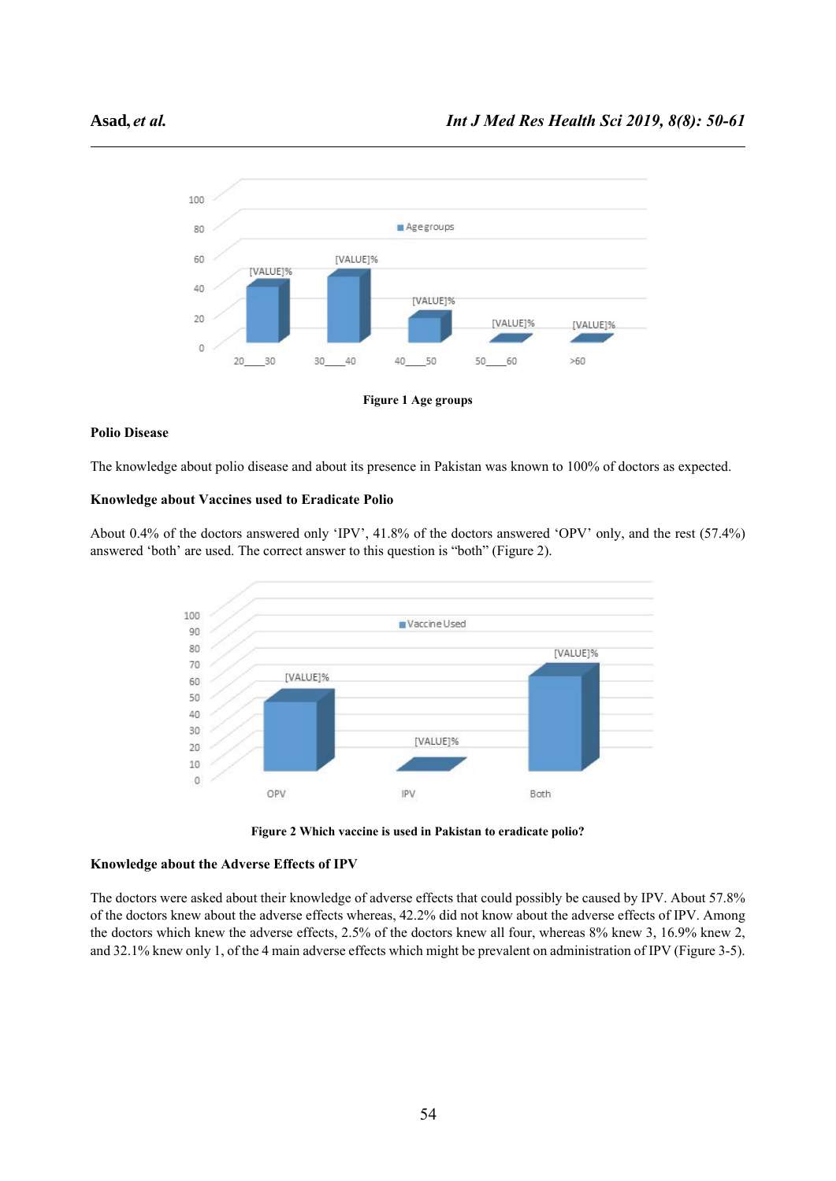Figure 1 Age groups

### Polio Disease

The knowledge about polio disease and about its presence in Pakistan was known to 100% of doctors as expected.

### Knowledge about Vaccines used to Eradicate Polio

About 0.4% of the doctors answered only 'IPV', 41.8% of the doctors answered 'OPV' only, and the rest (57.4%) answered 'both' are used. The correct answer to this question is "both" (Figure 2).

Figure 2 Which vaccine is used in Pakistan to eradicate polio?

### Knowledge about the Adverse Effects of IPV

The doctors were asked about their knowledge of adverse effects that could possibly be caused by IPV. About 57.8% of the doctors knew about the adverse effects whereas, 42.2% did not know about the adverse effects of IPV. Among the doctors which knew the adverse effects, 2.5% of the doctors knew all four, whereas 8% knew 3, 16.9% knew 2, and 32.1% knew only 1, of the 4 main adverse effects which might be prevalent on administration of IPV (Figure 3-5).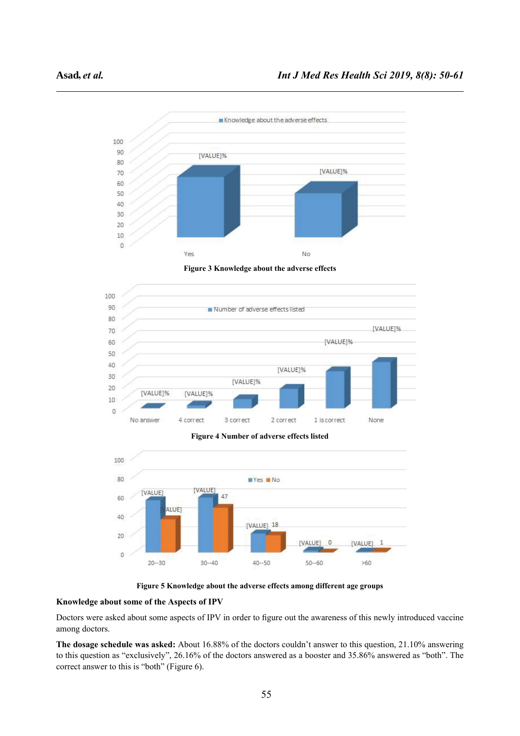Figure 3 Knowledge about the adverse effects

Figure 4 Number of adverse effects listed

Figure 5 Knowledge about the adverse effects among different age groups

**Knowledge about some of the Aspects of IPV**

Doctors were asked about some aspects of IPV in order to figure out the awareness of this newly introduced vaccine among doctors.

**The dosage schedule was asked:** About 16.88% of the doctors couldn't answer to this question, 21.10% answering to this question as "exclusively", 26.16% of the doctors answered as a booster and 35.86% answered as "both". The correct answer to this is "both" (Figure 6).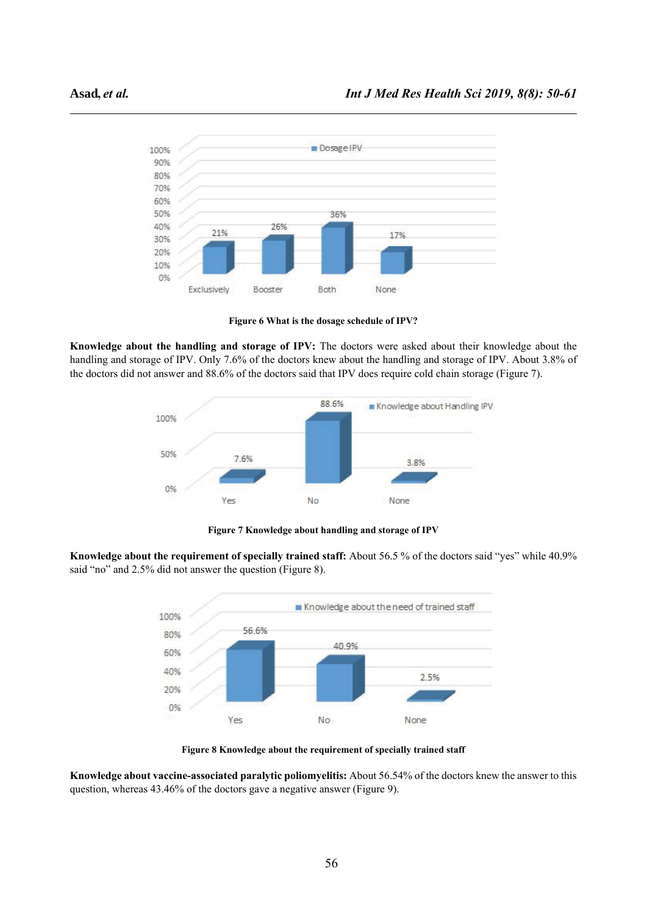Figure 6 What is the dosage schedule of IPV?

**Knowledge about the handling and storage of IPV:** The doctors were asked about their knowledge about the handling and storage of IPV. Only 7.6% of the doctors knew about the handling and storage of IPV. About 3.8% of the doctors did not answer and 88.6% of the doctors said that IPV does require cold chain storage (Figure 7).

Figure 7 Knowledge about handling and storage of IPV

**Knowledge about the requirement of specially trained staff:** About 56.5 % of the doctors said "yes" while 40.9% said "no" and 2.5% did not answer the question (Figure 8).

Figure 8 Knowledge about the requirement of specially trained staff

**Knowledge about vaccine-associated paralytic poliomyelitis:** About 56.54% of the doctors knew the answer to this question, whereas 43.46% of the doctors gave a negative answer (Figure 9).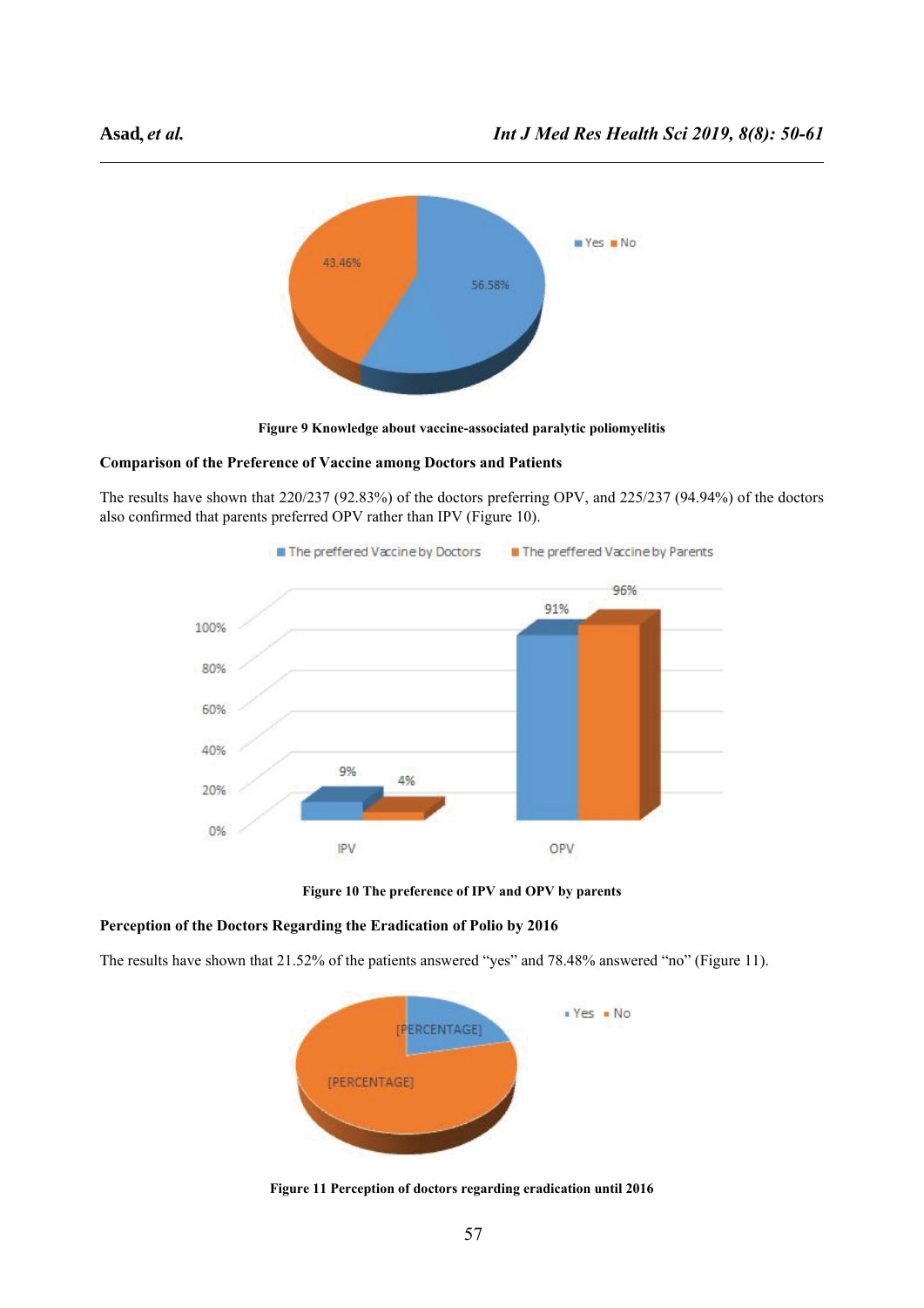Figure 9 Knowledge about vaccine-associated paralytic poliomyelitis

### Comparison of the Preference of Vaccine among Doctors and Patients

The results have shown that 220/237 (92.83%) of the doctors preferring OPV, and 225/237 (94.94%) of the doctors also confirmed that parents preferred OPV rather than IPV (Figure 10).

Figure 10 The preference of IPV and OPV by parents

### Perception of the Doctors Regarding the Eradication of Polio by 2016

The results have shown that 21.52% of the patients answered "yes" and 78.48% answered "no" (Figure 11).

Figure 11 Perception of doctors regarding eradication until 2016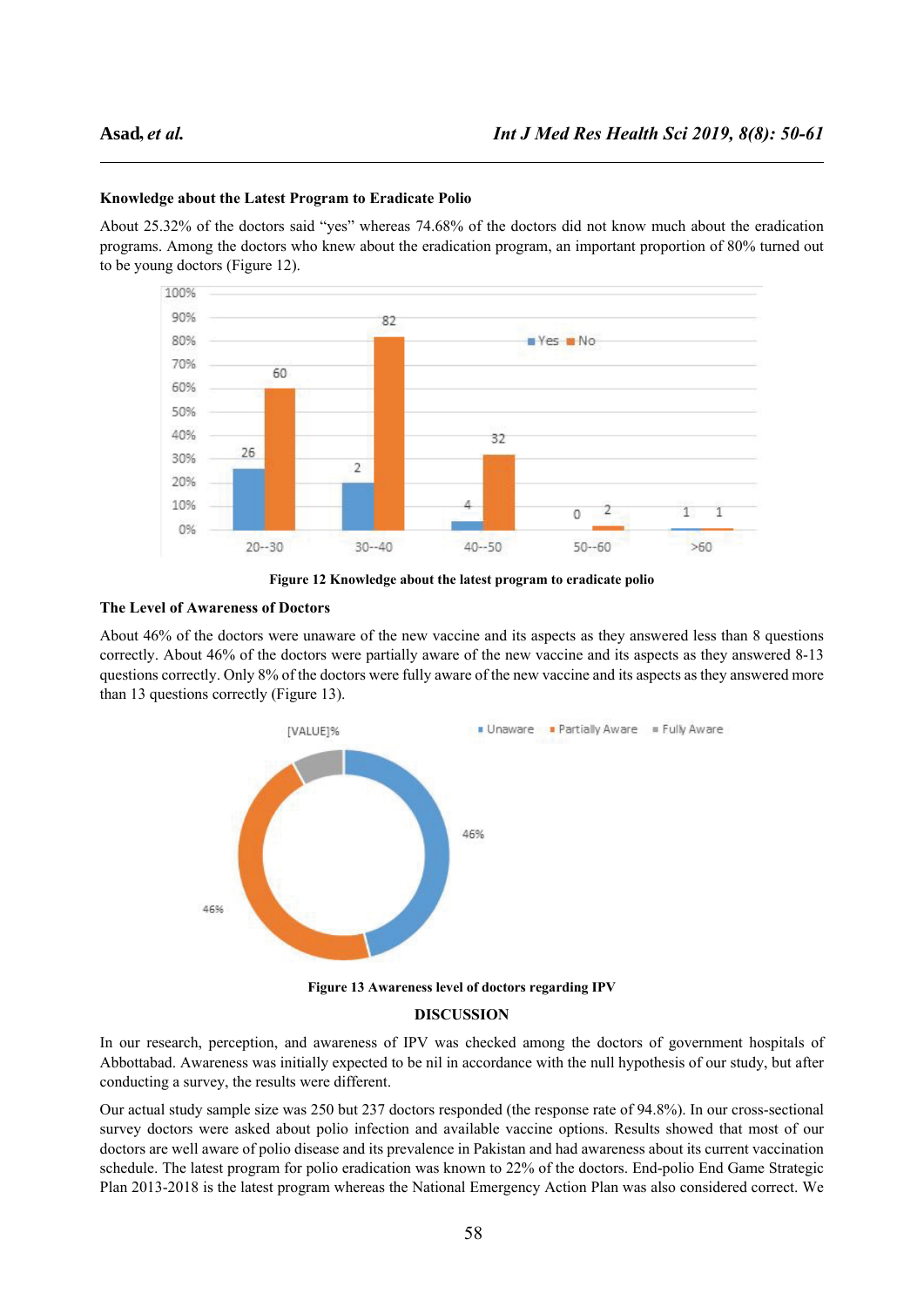### Knowledge about the Latest Program to Eradicate Polio

About 25.32% of the doctors said "yes" whereas 74.68% of the doctors did not know much about the eradication programs. Among the doctors who knew about the eradication program, an important proportion of 80% turned out to be young doctors (Figure 12).

**Figure 12 Knowledge about the latest program to eradicate polio**

### The Level of Awareness of Doctors

About 46% of the doctors were unaware of the new vaccine and its aspects as they answered less than 8 questions correctly. About 46% of the doctors were partially aware of the new vaccine and its aspects as they answered 8-13 questions correctly. Only 8% of the doctors were fully aware of the new vaccine and its aspects as they answered more than 13 questions correctly (Figure 13).

**Figure 13 Awareness level of doctors regarding IPV**

## DISCUSSION

In our research, perception, and awareness of IPV was checked among the doctors of government hospitals of Abbottabad. Awareness was initially expected to be nil in accordance with the null hypothesis of our study, but after conducting a survey, the results were different.

Our actual study sample size was 250 but 237 doctors responded (the response rate of 94.8%). In our cross-sectional survey doctors were asked about polio infection and available vaccine options. Results showed that most of our doctors are well aware of polio disease and its prevalence in Pakistan and had awareness about its current vaccination schedule. The latest program for polio eradication was known to 22% of the doctors. End-polio End Game Strategic Plan 2013-2018 is the latest program whereas the National Emergency Action Plan was also considered correct. We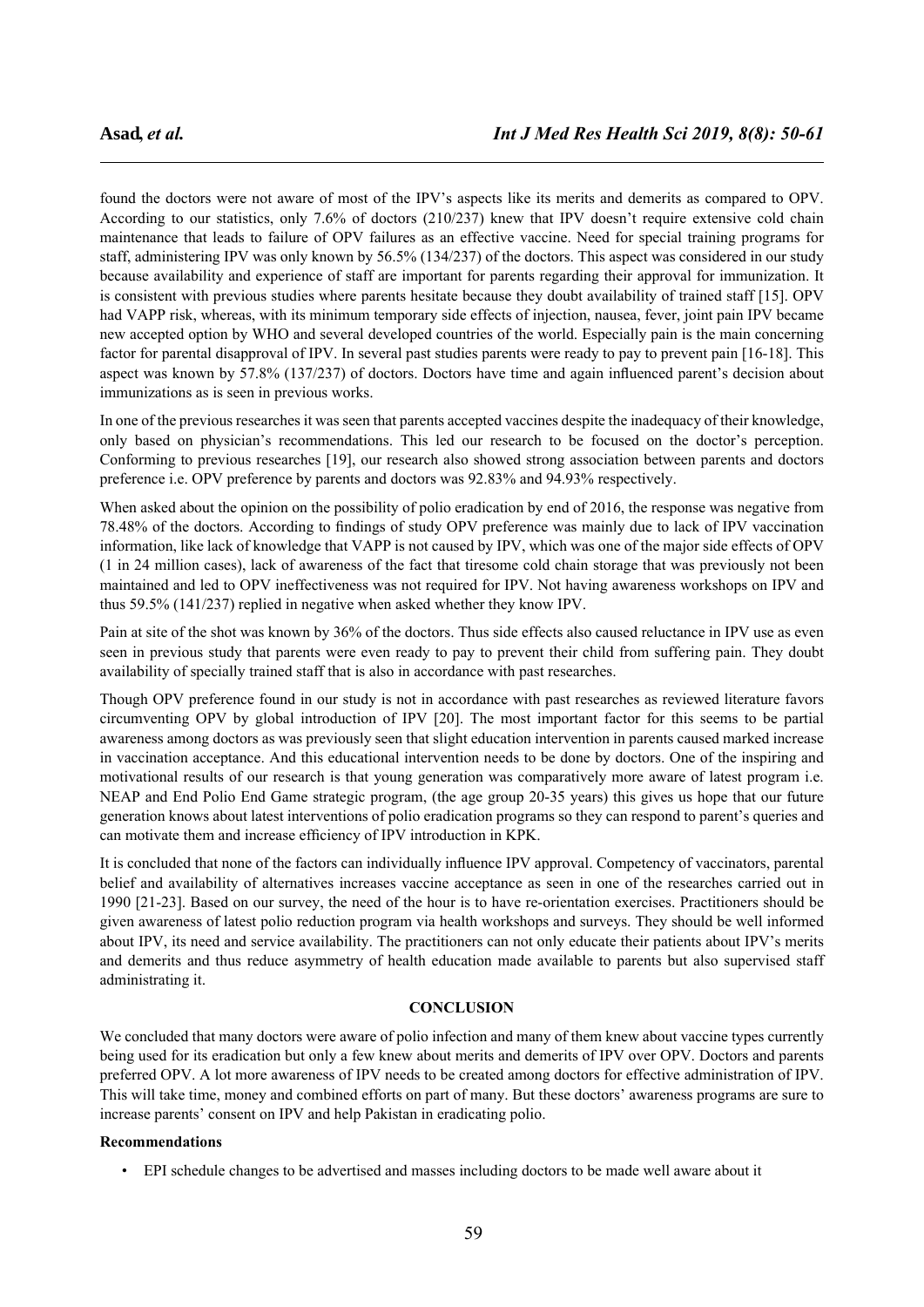found the doctors were not aware of most of the IPV's aspects like its merits and demerits as compared to OPV. According to our statistics, only 7.6% of doctors (210/237) knew that IPV doesn't require extensive cold chain maintenance that leads to failure of OPV failures as an effective vaccine. Need for special training programs for staff, administering IPV was only known by 56.5% (134/237) of the doctors. This aspect was considered in our study because availability and experience of staff are important for parents regarding their approval for immunization. It is consistent with previous studies where parents hesitate because they doubt availability of trained staff [15]. OPV had VAPP risk, whereas, with its minimum temporary side effects of injection, nausea, fever, joint pain IPV became new accepted option by WHO and several developed countries of the world. Especially pain is the main concerning factor for parental disapproval of IPV. In several past studies parents were ready to pay to prevent pain [16-18]. This aspect was known by 57.8% (137/237) of doctors. Doctors have time and again influenced parent's decision about immunizations as is seen in previous works.

In one of the previous researches it was seen that parents accepted vaccines despite the inadequacy of their knowledge, only based on physician's recommendations. This led our research to be focused on the doctor's perception. Conforming to previous researches [19], our research also showed strong association between parents and doctors preference i.e. OPV preference by parents and doctors was 92.83% and 94.93% respectively.

When asked about the opinion on the possibility of polio eradication by end of 2016, the response was negative from 78.48% of the doctors. According to findings of study OPV preference was mainly due to lack of IPV vaccination information, like lack of knowledge that VAPP is not caused by IPV, which was one of the major side effects of OPV (1 in 24 million cases), lack of awareness of the fact that tiresome cold chain storage that was previously not been maintained and led to OPV ineffectiveness was not required for IPV. Not having awareness workshops on IPV and thus 59.5% (141/237) replied in negative when asked whether they know IPV.

Pain at site of the shot was known by 36% of the doctors. Thus side effects also caused reluctance in IPV use as even seen in previous study that parents were even ready to pay to prevent their child from suffering pain. They doubt availability of specially trained staff that is also in accordance with past researches.

Though OPV preference found in our study is not in accordance with past researches as reviewed literature favors circumventing OPV by global introduction of IPV [20]. The most important factor for this seems to be partial awareness among doctors as was previously seen that slight education intervention in parents caused marked increase in vaccination acceptance. And this educational intervention needs to be done by doctors. One of the inspiring and motivational results of our research is that young generation was comparatively more aware of latest program i.e. NEAP and End Polio End Game strategic program, (the age group 20-35 years) this gives us hope that our future generation knows about latest interventions of polio eradication programs so they can respond to parent's queries and can motivate them and increase efficiency of IPV introduction in KPK.

It is concluded that none of the factors can individually influence IPV approval. Competency of vaccinators, parental belief and availability of alternatives increases vaccine acceptance as seen in one of the researches carried out in 1990 [21-23]. Based on our survey, the need of the hour is to have re-orientation exercises. Practitioners should be given awareness of latest polio reduction program via health workshops and surveys. They should be well informed about IPV, its need and service availability. The practitioners can not only educate their patients about IPV's merits and demerits and thus reduce asymmetry of health education made available to parents but also supervised staff administrating it.

## CONCLUSION

We concluded that many doctors were aware of polio infection and many of them knew about vaccine types currently being used for its eradication but only a few knew about merits and demerits of IPV over OPV. Doctors and parents preferred OPV. A lot more awareness of IPV needs to be created among doctors for effective administration of IPV. This will take time, money and combined efforts on part of many. But these doctors' awareness programs are sure to increase parents' consent on IPV and help Pakistan in eradicating polio.

### Recommendations

- EPI schedule changes to be advertised and masses including doctors to be made well aware about it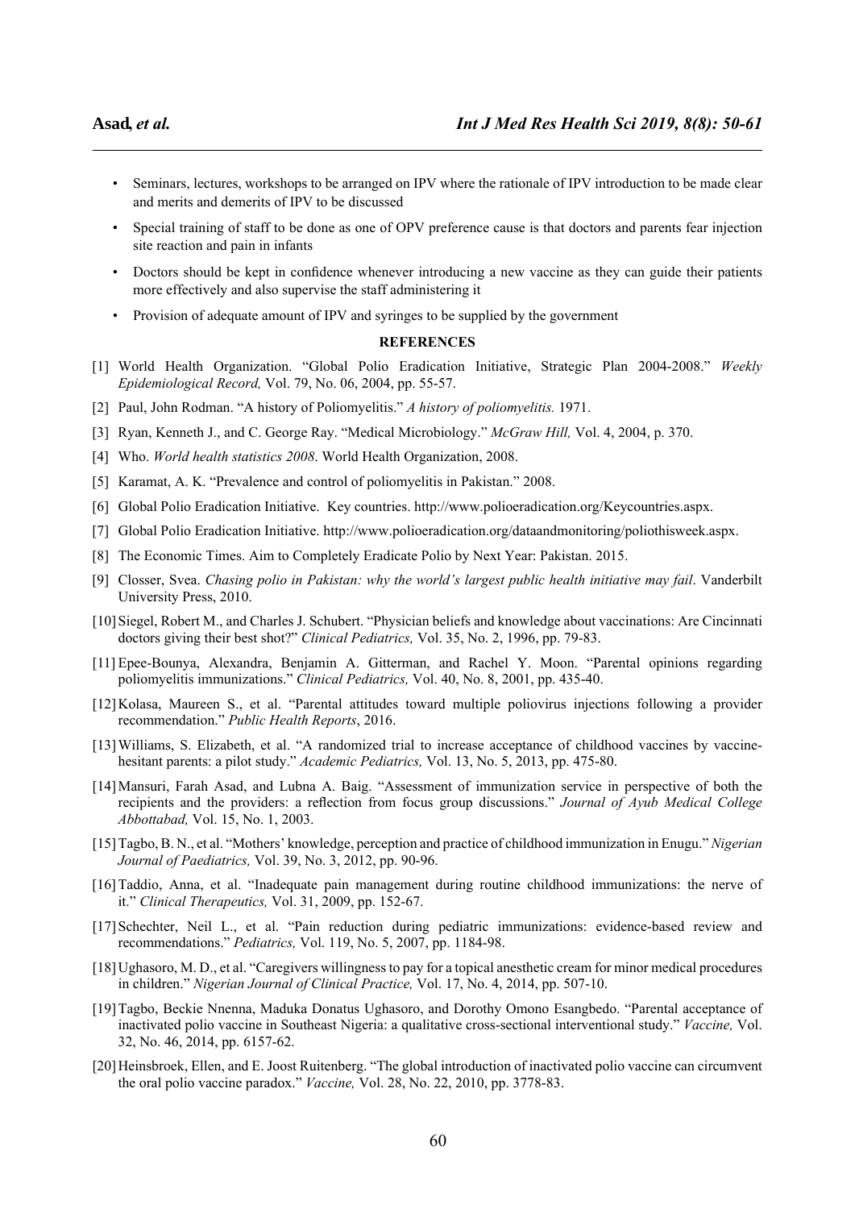- Seminars, lectures, workshops to be arranged on IPV where the rationale of IPV introduction to be made clear and merits and demerits of IPV to be discussed
- Special training of staff to be done as one of OPV preference cause is that doctors and parents fear injection site reaction and pain in infants
- Doctors should be kept in confidence whenever introducing a new vaccine as they can guide their patients more effectively and also supervise the staff administering it
- Provision of adequate amount of IPV and syringes to be supplied by the government

## REFERENCES

[1] World Health Organization. "Global Polio Eradication Initiative, Strategic Plan 2004-2008." *Weekly Epidemiological Record,* Vol. 79, No. 06, 2004, pp. 55-57.

[2] Paul, John Rodman. "A history of Poliomyelitis." *A history of poliomyelitis.* 1971.

[3] Ryan, Kenneth J., and C. George Ray. "Medical Microbiology." *McGraw Hill,* Vol. 4, 2004, p. 370.

[4] Who. *World health statistics 2008*. World Health Organization, 2008.

[5] Karamat, A. K. "Prevalence and control of poliomyelitis in Pakistan." 2008.

[6] Global Polio Eradication Initiative. Key countries. http://www.polioeradication.org/Keycountries.aspx.

[7] Global Polio Eradication Initiative. http://www.polioeradication.org/dataandmonitoring/poliothisweek.aspx.

[8] The Economic Times. Aim to Completely Eradicate Polio by Next Year: Pakistan. 2015.

[9] Closser, Svea. *Chasing polio in Pakistan: why the world's largest public health initiative may fail*. Vanderbilt University Press, 2010.

[10] Siegel, Robert M., and Charles J. Schubert. "Physician beliefs and knowledge about vaccinations: Are Cincinnati doctors giving their best shot?" *Clinical Pediatrics,* Vol. 35, No. 2, 1996, pp. 79-83.

[11] Epee-Bounya, Alexandra, Benjamin A. Gitterman, and Rachel Y. Moon. "Parental opinions regarding poliomyelitis immunizations." *Clinical Pediatrics,* Vol. 40, No. 8, 2001, pp. 435-40.

[12] Kolasa, Maureen S., et al. "Parental attitudes toward multiple poliovirus injections following a provider recommendation." *Public Health Reports*, 2016.

[13] Williams, S. Elizabeth, et al. "A randomized trial to increase acceptance of childhood vaccines by vaccine-hesitant parents: a pilot study." *Academic Pediatrics,* Vol. 13, No. 5, 2013, pp. 475-80.

[14] Mansuri, Farah Asad, and Lubna A. Baig. "Assessment of immunization service in perspective of both the recipients and the providers: a reflection from focus group discussions." *Journal of Ayub Medical College Abbottabad,* Vol. 15, No. 1, 2003.

[15] Tagbo, B. N., et al. "Mothers' knowledge, perception and practice of childhood immunization in Enugu." *Nigerian Journal of Paediatrics,* Vol. 39, No. 3, 2012, pp. 90-96.

[16] Taddio, Anna, et al. "Inadequate pain management during routine childhood immunizations: the nerve of it." *Clinical Therapeutics,* Vol. 31, 2009, pp. 152-67.

[17] Schechter, Neil L., et al. "Pain reduction during pediatric immunizations: evidence-based review and recommendations." *Pediatrics,* Vol. 119, No. 5, 2007, pp. 1184-98.

[18] Ughasoro, M. D., et al. "Caregivers willingness to pay for a topical anesthetic cream for minor medical procedures in children." *Nigerian Journal of Clinical Practice,* Vol. 17, No. 4, 2014, pp. 507-10.

[19] Tagbo, Beckie Nnenna, Maduka Donatus Ughasoro, and Dorothy Omono Esangbedo. "Parental acceptance of inactivated polio vaccine in Southeast Nigeria: a qualitative cross-sectional interventional study." *Vaccine,* Vol. 32, No. 46, 2014, pp. 6157-62.

[20] Heinsbroek, Ellen, and E. Joost Ruitenberg. "The global introduction of inactivated polio vaccine can circumvent the oral polio vaccine paradox." *Vaccine,* Vol. 28, No. 22, 2010, pp. 3778-83.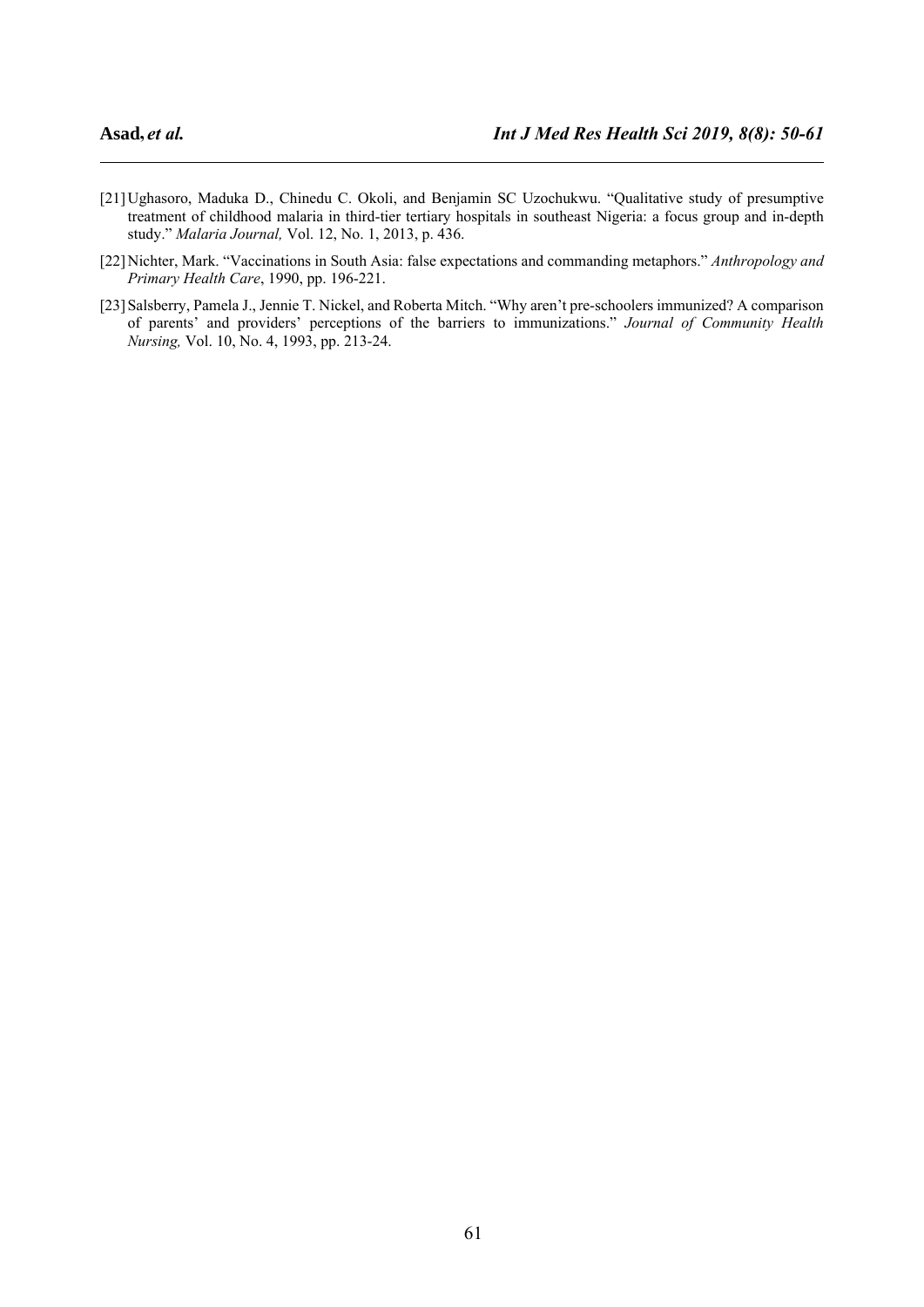[21] Ughasoro, Maduka D., Chinedu C. Okoli, and Benjamin SC Uzochukwu. "Qualitative study of presumptive treatment of childhood malaria in third-tier tertiary hospitals in southeast Nigeria: a focus group and in-depth study." *Malaria Journal,* Vol. 12, No. 1, 2013, p. 436.

[22] Nichter, Mark. "Vaccinations in South Asia: false expectations and commanding metaphors." *Anthropology and Primary Health Care*, 1990, pp. 196-221.

[23] Salsberry, Pamela J., Jennie T. Nickel, and Roberta Mitch. "Why aren't pre-schoolers immunized? A comparison of parents' and providers' perceptions of the barriers to immunizations." *Journal of Community Health Nursing,* Vol. 10, No. 4, 1993, pp. 213-24.